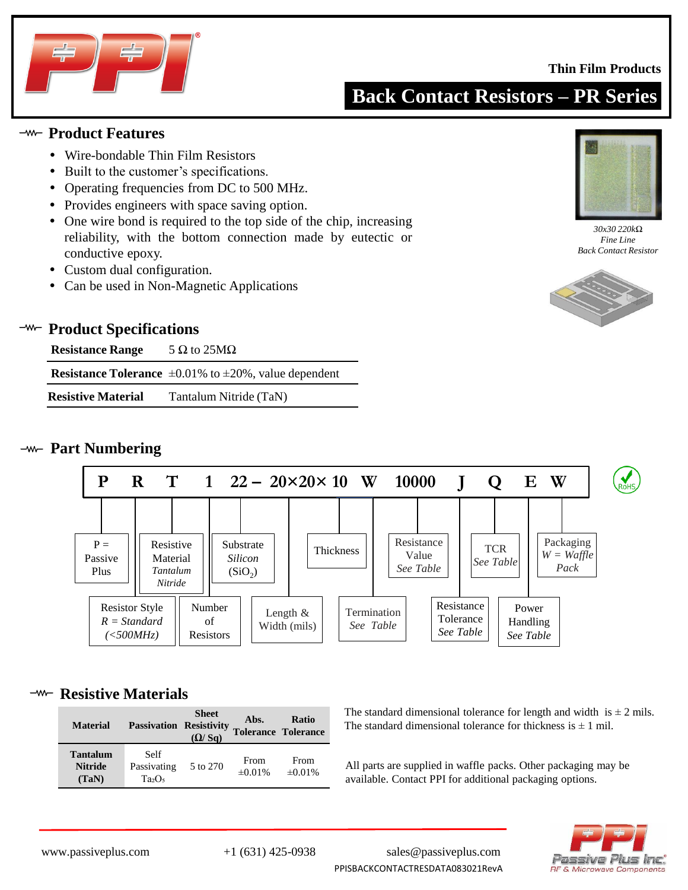Thin Film Products

# Back Contact Resistors – PR Series

## Product Features

- Wire-bondable Thin Film Resistors
- Built to the customer's specifications.
- Operating frequencies from DC to 500 MHz.
- Provides engineers with space saving option.
- One wire bond is required to the top side of the chip, increasing reliability, with the bottom connection made by eutectic or conductive epoxy.
- Custom dual configuration.
- Can be used in Non-Magnetic Applications

*30x30 220kΩ*
*Fine Line*
*Back Contact Resistor*

## Product Specifications

| | |
|---|---|
| **Resistance Range** | 5 Ω to 25MΩ |
| **Resistance Tolerance** | ±0.01% to ±20%, value dependent |
| **Resistive Material** | Tantalum Nitride (TaN) |

## Part Numbering

**P R T 1 22 – 20×20× 10 W 10000 J Q E W**

| Code | Description |
|---|---|
| P | P = Passive Plus |
| R | Resistor Style: *R = Standard (<500MHz)* |
| T | Resistive Material: *Tantalum Nitride* |
| 1 | Number of Resistors |
| 22 | Substrate: *Silicon* ($SiO_2$) |
| 20×20 | Length & Width (mils) |
| 10 | Thickness |
| W | Termination: *See Table* |
| 10000 | Resistance Value: *See Table* |
| J | Resistance Tolerance: *See Table* |
| Q | TCR: *See Table* |
| E | Power Handling: *See Table* |
| W | Packaging: *W = Waffle Pack* |

RoHS

## Resistive Materials

| Material | Passivation | Sheet Resistivity (Ω/ Sq) | Abs. Tolerance | Ratio Tolerance |
|---|---|---|---|---|
| **Tantalum Nitride (TaN)** | Self Passivating $Ta_2O_5$ | 5 to 270 | From ±0.01% | From ±0.01% |

The standard dimensional tolerance for length and width is ± 2 mils. The standard dimensional tolerance for thickness is ± 1 mil.

All parts are supplied in waffle packs. Other packaging may be available. Contact PPI for additional packaging options.

www.passiveplus.com +1 (631) 425-0938 sales@passiveplus.com

PPISBACKCONTACTRESDATA083021RevA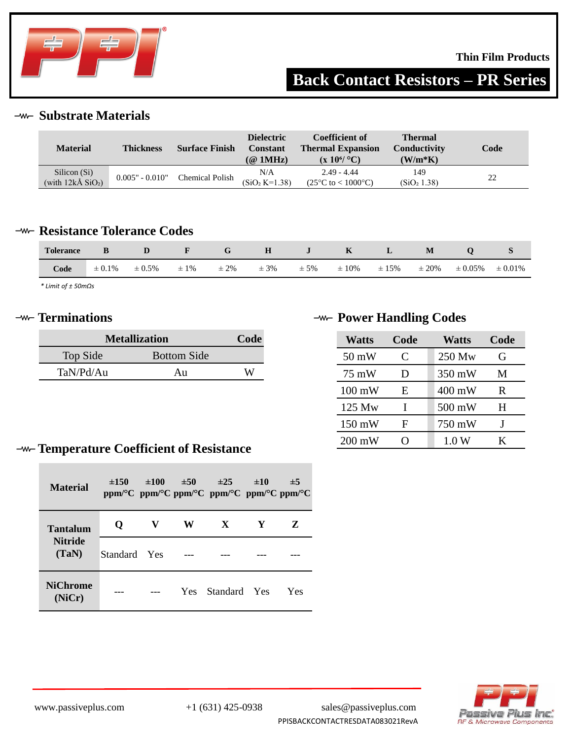Thin Film Products

# Back Contact Resistors – PR Series

## Substrate Materials

| Material | Thickness | Surface Finish | Dielectric Constant (@ 1MHz) | Coefficient of Thermal Expansion (x $10^6$/ °C) | Thermal Conductivity (W/m*K) | Code |
|---|---|---|---|---|---|---|
| Silicon (Si) (with 12kÅ $SiO_2$) | 0.005" - 0.010" | Chemical Polish | N/A ($SiO_2$ K=1.38) | 2.49 - 4.44 (25°C to < 1000°C) | 149 ($SiO_2$ 1.38) | 22 |

## Resistance Tolerance Codes

| Tolerance | B | D | F | G | H | J | K | L | M | Q | S |
|---|---|---|---|---|---|---|---|---|---|---|---|
| Code | ± 0.1% | ± 0.5% | ± 1% | ± 2% | ± 3% | ± 5% | ± 10% | ± 15% | ± 20% | ± 0.05% | ± 0.01% |

*\* Limit of ± 50mΩs*

## Terminations

| Metallization | | Code |
|---|---|---|
| Top Side | Bottom Side | |
| TaN/Pd/Au | Au | W |

## Power Handling Codes

| Watts | Code | Watts | Code |
|---|---|---|---|
| 50 mW | C | 250 Mw | G |
| 75 mW | D | 350 mW | M |
| 100 mW | E | 400 mW | R |
| 125 Mw | I | 500 mW | H |
| 150 mW | F | 750 mW | J |
| 200 mW | O | 1.0 W | K |

## Temperature Coefficient of Resistance

| Material | ±150 ppm/°C | ±100 ppm/°C | ±50 ppm/°C | ±25 ppm/°C | ±10 ppm/°C | ±5 ppm/°C |
|---|---|---|---|---|---|---|
| Tantalum Nitride (TaN) | Q | V | W | X | Y | Z |
| | Standard | Yes | --- | --- | --- | --- |
| NiChrome (NiCr) | --- | --- | Yes | Standard | Yes | Yes |

www.passiveplus.com +1 (631) 425-0938 sales@passiveplus.com

PPISBACKCONTACTRESDATA083021RevA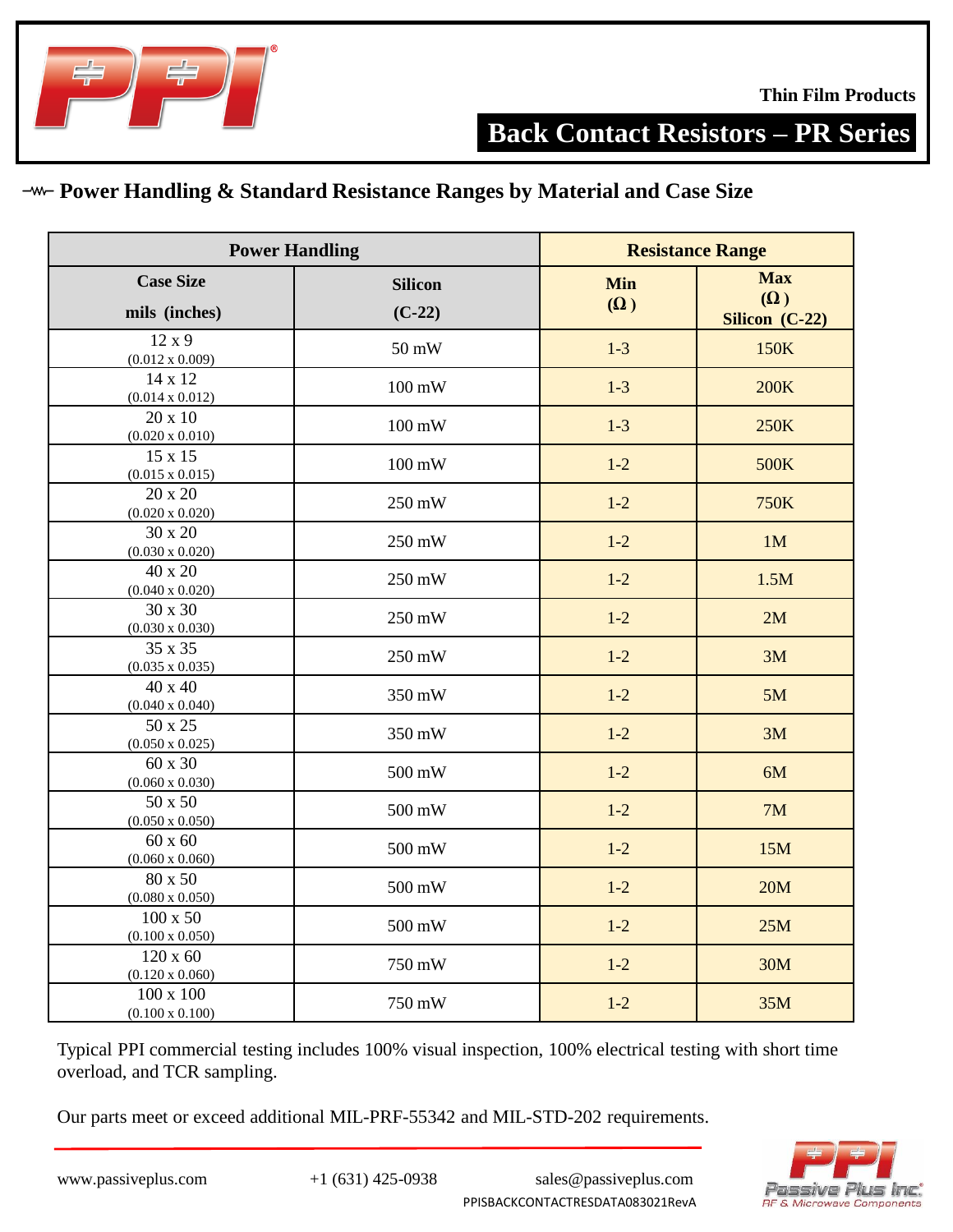Thin Film Products

# Back Contact Resistors – PR Series

## Power Handling & Standard Resistance Ranges by Material and Case Size

| Power Handling | | Resistance Range | |
|---|---|---|---|
| **Case Size mils (inches)** | **Silicon (C-22)** | **Min (Ω)** | **Max (Ω) Silicon (C-22)** |
| 12 x 9 (0.012 x 0.009) | 50 mW | 1-3 | 150K |
| 14 x 12 (0.014 x 0.012) | 100 mW | 1-3 | 200K |
| 20 x 10 (0.020 x 0.010) | 100 mW | 1-3 | 250K |
| 15 x 15 (0.015 x 0.015) | 100 mW | 1-2 | 500K |
| 20 x 20 (0.020 x 0.020) | 250 mW | 1-2 | 750K |
| 30 x 20 (0.030 x 0.020) | 250 mW | 1-2 | 1M |
| 40 x 20 (0.040 x 0.020) | 250 mW | 1-2 | 1.5M |
| 30 x 30 (0.030 x 0.030) | 250 mW | 1-2 | 2M |
| 35 x 35 (0.035 x 0.035) | 250 mW | 1-2 | 3M |
| 40 x 40 (0.040 x 0.040) | 350 mW | 1-2 | 5M |
| 50 x 25 (0.050 x 0.025) | 350 mW | 1-2 | 3M |
| 60 x 30 (0.060 x 0.030) | 500 mW | 1-2 | 6M |
| 50 x 50 (0.050 x 0.050) | 500 mW | 1-2 | 7M |
| 60 x 60 (0.060 x 0.060) | 500 mW | 1-2 | 15M |
| 80 x 50 (0.080 x 0.050) | 500 mW | 1-2 | 20M |
| 100 x 50 (0.100 x 0.050) | 500 mW | 1-2 | 25M |
| 120 x 60 (0.120 x 0.060) | 750 mW | 1-2 | 30M |
| 100 x 100 (0.100 x 0.100) | 750 mW | 1-2 | 35M |

Typical PPI commercial testing includes 100% visual inspection, 100% electrical testing with short time overload, and TCR sampling.

Our parts meet or exceed additional MIL-PRF-55342 and MIL-STD-202 requirements.

www.passiveplus.com +1 (631) 425-0938 sales@passiveplus.com

PPISBACKCONTACTRESDATA083021RevA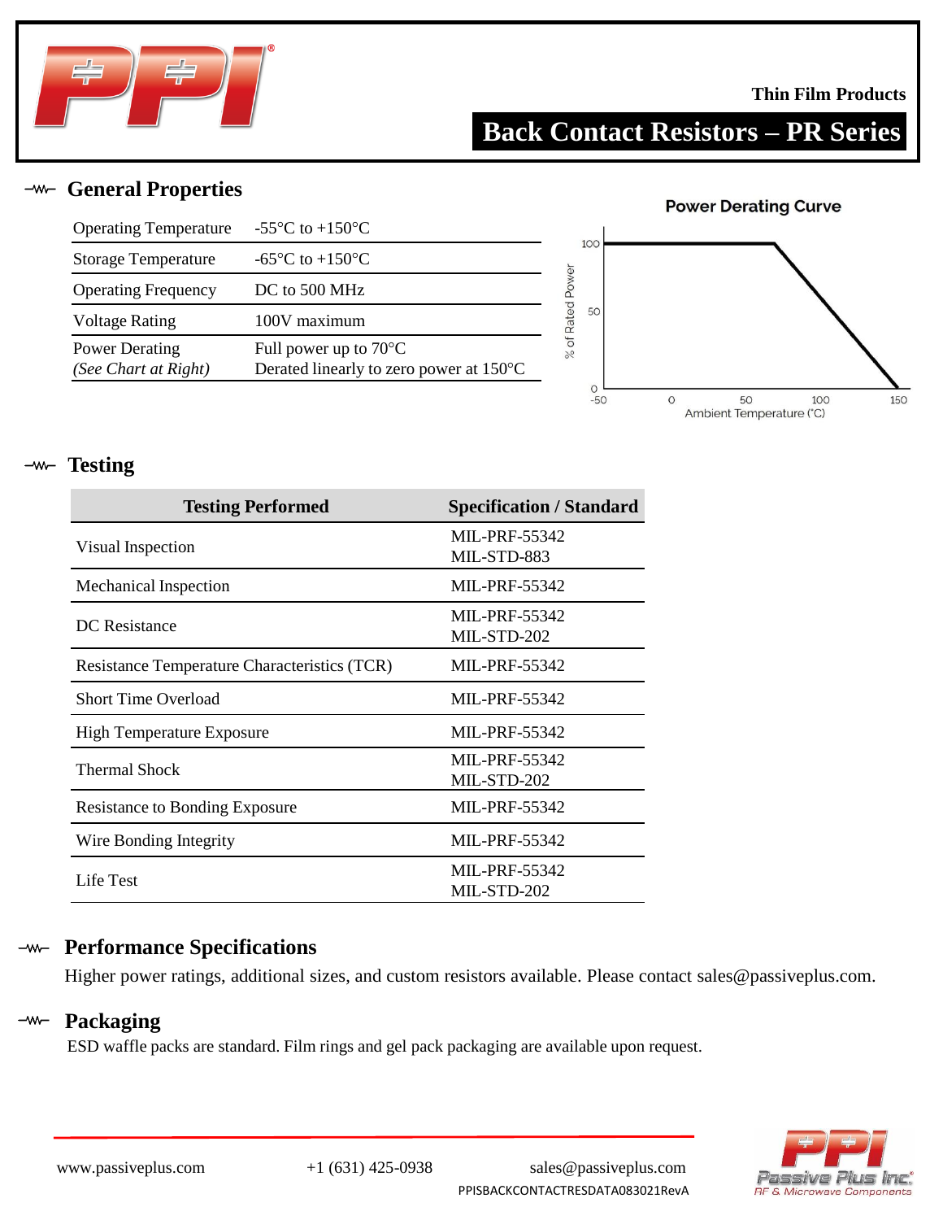Thin Film Products

# Back Contact Resistors – PR Series

## General Properties

| | |
|---|---|
| Operating Temperature | -55°C to +150°C |
| Storage Temperature | -65°C to +150°C |
| Operating Frequency | DC to 500 MHz |
| Voltage Rating | 100V maximum |
| Power Derating *(See Chart at Right)* | Full power up to 70°C<br>Derated linearly to zero power at 150°C |

**Power Derating Curve**

% of Rated Power

100

50

0

-50 0 50 100 150

Ambient Temperature (°C)

## Testing

| Testing Performed | Specification / Standard |
|---|---|
| Visual Inspection | MIL-PRF-55342<br>MIL-STD-883 |
| Mechanical Inspection | MIL-PRF-55342 |
| DC Resistance | MIL-PRF-55342<br>MIL-STD-202 |
| Resistance Temperature Characteristics (TCR) | MIL-PRF-55342 |
| Short Time Overload | MIL-PRF-55342 |
| High Temperature Exposure | MIL-PRF-55342 |
| Thermal Shock | MIL-PRF-55342<br>MIL-STD-202 |
| Resistance to Bonding Exposure | MIL-PRF-55342 |
| Wire Bonding Integrity | MIL-PRF-55342 |
| Life Test | MIL-PRF-55342<br>MIL-STD-202 |

## Performance Specifications

Higher power ratings, additional sizes, and custom resistors available. Please contact sales@passiveplus.com.

## Packaging

ESD waffle packs are standard. Film rings and gel pack packaging are available upon request.

www.passiveplus.com +1 (631) 425-0938 sales@passiveplus.com

PPISBACKCONTACTRESDATA083021RevA

Passive Plus Inc.
RF & Microwave Components